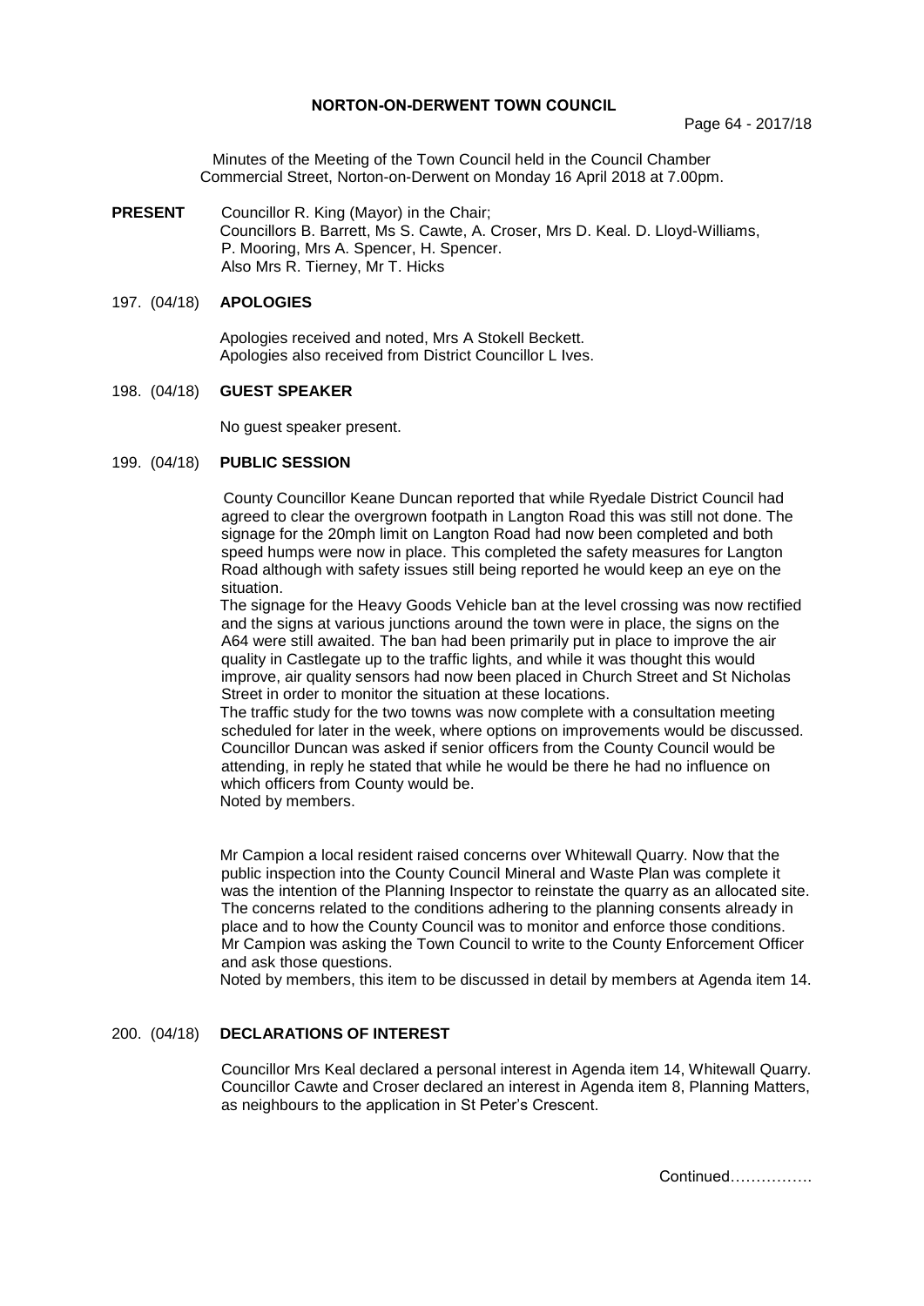# NORTON-ON-DERWENT TOWN COUNCIL

Minutes of the Meeting of the Town Council held in the Council Chamber Commercial Street, Norton-on-Derwent on Monday 16 April 2018 at 7.00pm.

**PRESENT** Councillor R. King (Mayor) in the Chair;
Councillors B. Barrett, Ms S. Cawte, A. Croser, Mrs D. Keal. D. Lloyd-Williams, P. Mooring, Mrs A. Spencer, H. Spencer.
Also Mrs R. Tierney, Mr T. Hicks

## 197. (04/18) APOLOGIES

Apologies received and noted, Mrs A Stokell Beckett.
Apologies also received from District Councillor L Ives.

## 198. (04/18) GUEST SPEAKER

No guest speaker present.

## 199. (04/18) PUBLIC SESSION

County Councillor Keane Duncan reported that while Ryedale District Council had agreed to clear the overgrown footpath in Langton Road this was still not done. The signage for the 20mph limit on Langton Road had now been completed and both speed humps were now in place. This completed the safety measures for Langton Road although with safety issues still being reported he would keep an eye on the situation.

The signage for the Heavy Goods Vehicle ban at the level crossing was now rectified and the signs at various junctions around the town were in place, the signs on the A64 were still awaited. The ban had been primarily put in place to improve the air quality in Castlegate up to the traffic lights, and while it was thought this would improve, air quality sensors had now been placed in Church Street and St Nicholas Street in order to monitor the situation at these locations.

The traffic study for the two towns was now complete with a consultation meeting scheduled for later in the week, where options on improvements would be discussed. Councillor Duncan was asked if senior officers from the County Council would be attending, in reply he stated that while he would be there he had no influence on which officers from County would be.

Noted by members.

Mr Campion a local resident raised concerns over Whitewall Quarry. Now that the public inspection into the County Council Mineral and Waste Plan was complete it was the intention of the Planning Inspector to reinstate the quarry as an allocated site. The concerns related to the conditions adhering to the planning consents already in place and to how the County Council was to monitor and enforce those conditions. Mr Campion was asking the Town Council to write to the County Enforcement Officer and ask those questions.

Noted by members, this item to be discussed in detail by members at Agenda item 14.

## 200. (04/18) DECLARATIONS OF INTEREST

Councillor Mrs Keal declared a personal interest in Agenda item 14, Whitewall Quarry.
Councillor Cawte and Croser declared an interest in Agenda item 8, Planning Matters, as neighbours to the application in St Peter's Crescent.

Continued…………….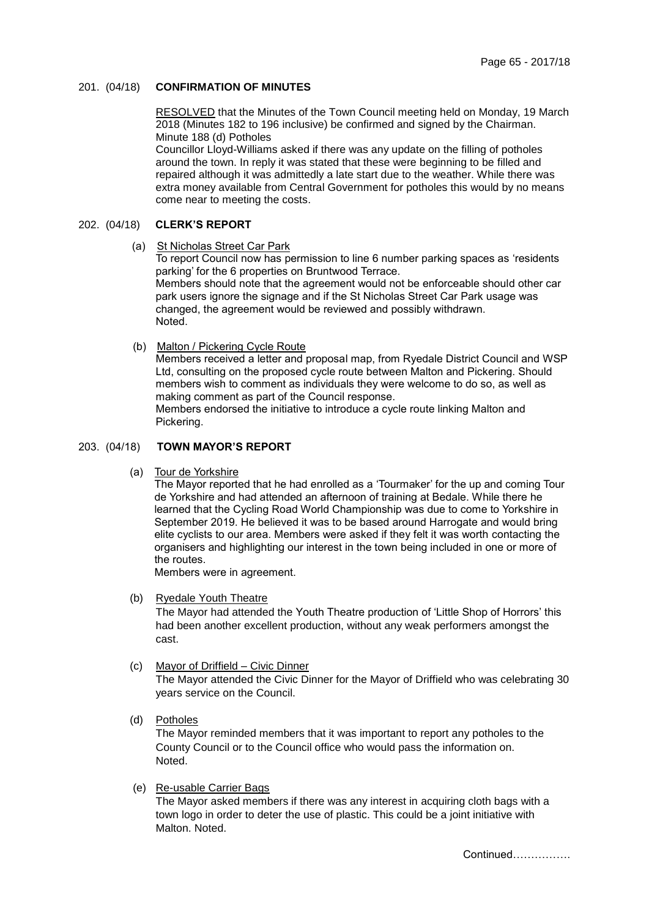## 201. (04/18) **CONFIRMATION OF MINUTES**

RESOLVED that the Minutes of the Town Council meeting held on Monday, 19 March 2018 (Minutes 182 to 196 inclusive) be confirmed and signed by the Chairman.
Minute 188 (d) Potholes
Councillor Lloyd-Williams asked if there was any update on the filling of potholes around the town. In reply it was stated that these were beginning to be filled and repaired although it was admittedly a late start due to the weather. While there was extra money available from Central Government for potholes this would by no means come near to meeting the costs.

## 202. (04/18) **CLERK'S REPORT**

(a) St Nicholas Street Car Park

To report Council now has permission to line 6 number parking spaces as 'residents parking' for the 6 properties on Bruntwood Terrace.
Members should note that the agreement would not be enforceable should other car park users ignore the signage and if the St Nicholas Street Car Park usage was changed, the agreement would be reviewed and possibly withdrawn.
Noted.

(b) Malton / Pickering Cycle Route

Members received a letter and proposal map, from Ryedale District Council and WSP Ltd, consulting on the proposed cycle route between Malton and Pickering. Should members wish to comment as individuals they were welcome to do so, as well as making comment as part of the Council response.
Members endorsed the initiative to introduce a cycle route linking Malton and Pickering.

## 203. (04/18) **TOWN MAYOR'S REPORT**

(a) Tour de Yorkshire

The Mayor reported that he had enrolled as a 'Tourmaker' for the up and coming Tour de Yorkshire and had attended an afternoon of training at Bedale. While there he learned that the Cycling Road World Championship was due to come to Yorkshire in September 2019. He believed it was to be based around Harrogate and would bring elite cyclists to our area. Members were asked if they felt it was worth contacting the organisers and highlighting our interest in the town being included in one or more of the routes.
Members were in agreement.

(b) Ryedale Youth Theatre

The Mayor had attended the Youth Theatre production of 'Little Shop of Horrors' this had been another excellent production, without any weak performers amongst the cast.

(c) Mayor of Driffield – Civic Dinner

The Mayor attended the Civic Dinner for the Mayor of Driffield who was celebrating 30 years service on the Council.

(d) Potholes

The Mayor reminded members that it was important to report any potholes to the County Council or to the Council office who would pass the information on.
Noted.

(e) Re-usable Carrier Bags

The Mayor asked members if there was any interest in acquiring cloth bags with a town logo in order to deter the use of plastic. This could be a joint initiative with Malton. Noted.

Continued…………….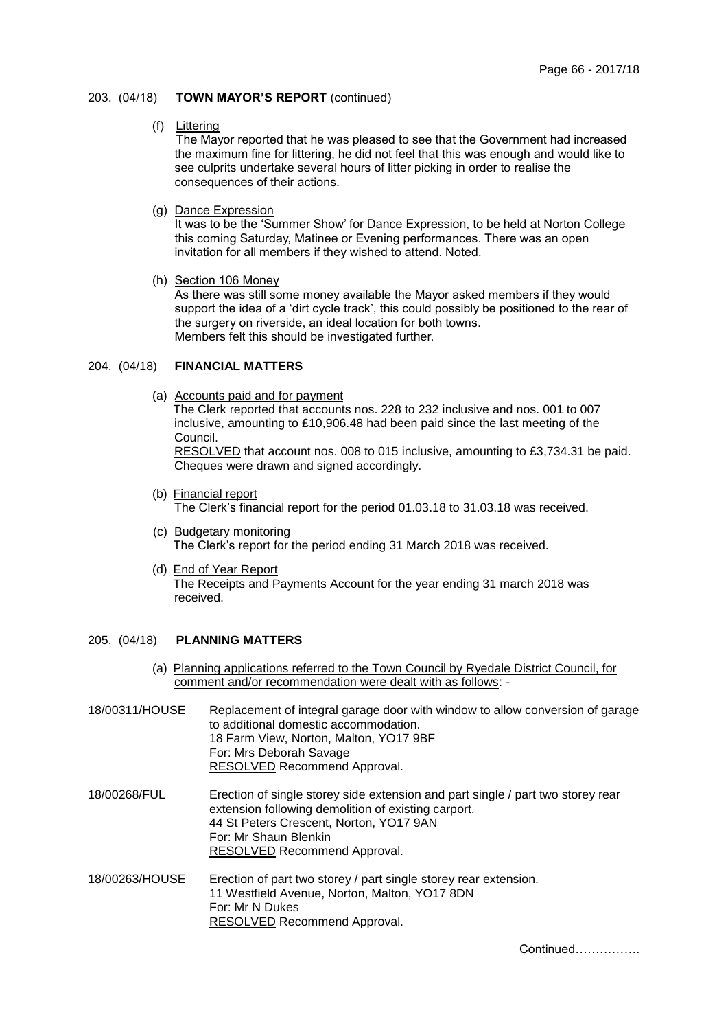## 203. (04/18) **TOWN MAYOR'S REPORT** (continued)

(f) Littering

The Mayor reported that he was pleased to see that the Government had increased the maximum fine for littering, he did not feel that this was enough and would like to see culprits undertake several hours of litter picking in order to realise the consequences of their actions.

(g) Dance Expression

It was to be the 'Summer Show' for Dance Expression, to be held at Norton College this coming Saturday, Matinee or Evening performances. There was an open invitation for all members if they wished to attend. Noted.

(h) Section 106 Money

As there was still some money available the Mayor asked members if they would support the idea of a 'dirt cycle track', this could possibly be positioned to the rear of the surgery on riverside, an ideal location for both towns.
Members felt this should be investigated further.

## 204. (04/18) **FINANCIAL MATTERS**

(a) Accounts paid and for payment

The Clerk reported that accounts nos. 228 to 232 inclusive and nos. 001 to 007 inclusive, amounting to £10,906.48 had been paid since the last meeting of the Council.
RESOLVED that account nos. 008 to 015 inclusive, amounting to £3,734.31 be paid. Cheques were drawn and signed accordingly.

(b) Financial report

The Clerk's financial report for the period 01.03.18 to 31.03.18 was received.

(c) Budgetary monitoring

The Clerk's report for the period ending 31 March 2018 was received.

(d) End of Year Report

The Receipts and Payments Account for the year ending 31 march 2018 was received.

## 205. (04/18) **PLANNING MATTERS**

(a) Planning applications referred to the Town Council by Ryedale District Council, for comment and/or recommendation were dealt with as follows: -

**18/00311/HOUSE**
Replacement of integral garage door with window to allow conversion of garage to additional domestic accommodation.
18 Farm View, Norton, Malton, YO17 9BF
For: Mrs Deborah Savage
RESOLVED Recommend Approval.

**18/00268/FUL**
Erection of single storey side extension and part single / part two storey rear extension following demolition of existing carport.
44 St Peters Crescent, Norton, YO17 9AN
For: Mr Shaun Blenkin
RESOLVED Recommend Approval.

**18/00263/HOUSE**
Erection of part two storey / part single storey rear extension.
11 Westfield Avenue, Norton, Malton, YO17 8DN
For: Mr N Dukes
RESOLVED Recommend Approval.

Continued…………….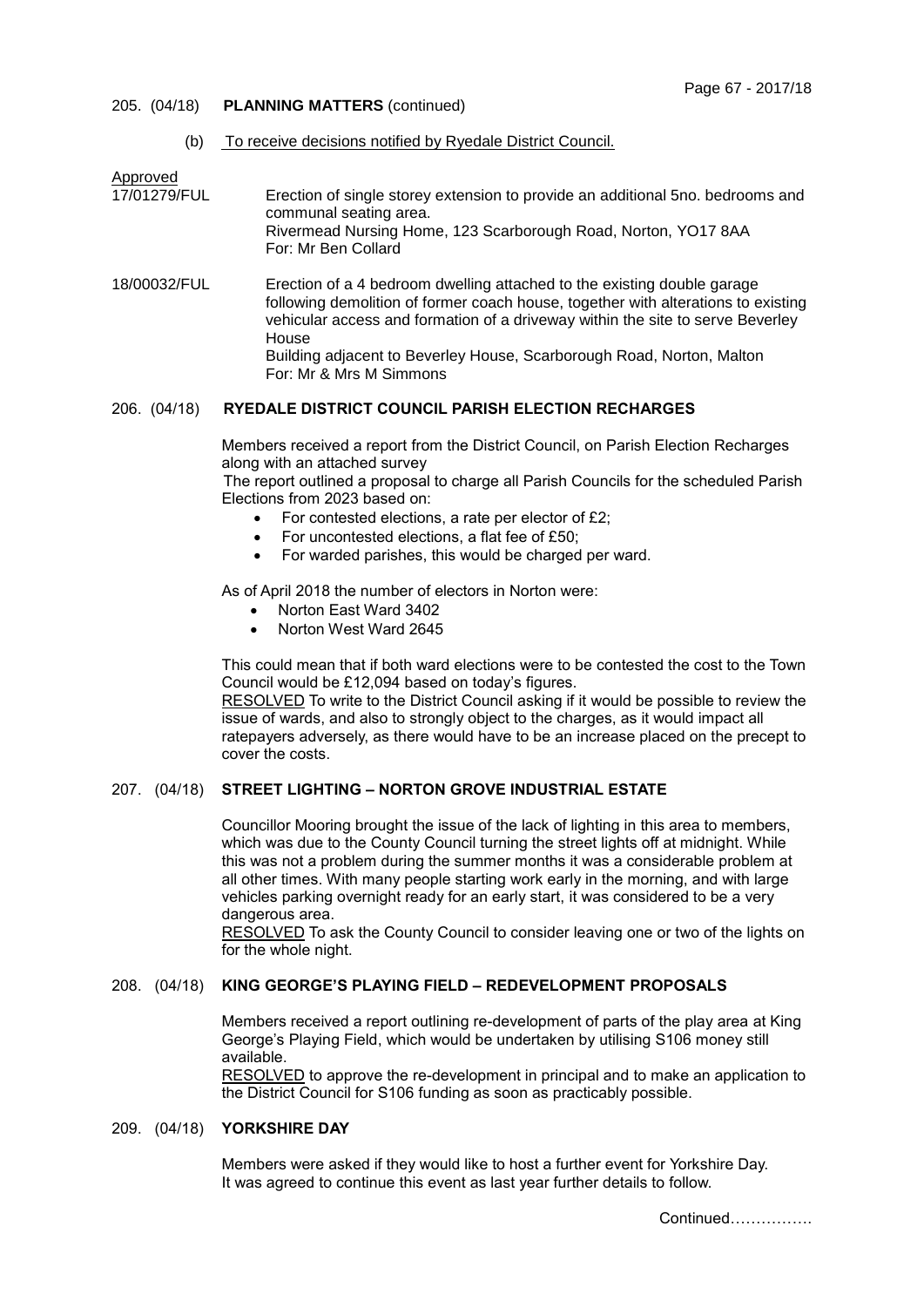205. (04/18) **PLANNING MATTERS** (continued)

(b) To receive decisions notified by Ryedale District Council.

Approved

17/01279/FUL — Erection of single storey extension to provide an additional 5no. bedrooms and communal seating area.
Rivermead Nursing Home, 123 Scarborough Road, Norton, YO17 8AA
For: Mr Ben Collard

18/00032/FUL — Erection of a 4 bedroom dwelling attached to the existing double garage following demolition of former coach house, together with alterations to existing vehicular access and formation of a driveway within the site to serve Beverley House
Building adjacent to Beverley House, Scarborough Road, Norton, Malton
For: Mr & Mrs M Simmons

## 206. (04/18) RYEDALE DISTRICT COUNCIL PARISH ELECTION RECHARGES

Members received a report from the District Council, on Parish Election Recharges along with an attached survey
The report outlined a proposal to charge all Parish Councils for the scheduled Parish Elections from 2023 based on:

- For contested elections, a rate per elector of £2;
- For uncontested elections, a flat fee of £50;
- For warded parishes, this would be charged per ward.

As of April 2018 the number of electors in Norton were:

- Norton East Ward 3402
- Norton West Ward 2645

This could mean that if both ward elections were to be contested the cost to the Town Council would be £12,094 based on today's figures.
RESOLVED To write to the District Council asking if it would be possible to review the issue of wards, and also to strongly object to the charges, as it would impact all ratepayers adversely, as there would have to be an increase placed on the precept to cover the costs.

## 207. (04/18) STREET LIGHTING – NORTON GROVE INDUSTRIAL ESTATE

Councillor Mooring brought the issue of the lack of lighting in this area to members, which was due to the County Council turning the street lights off at midnight. While this was not a problem during the summer months it was a considerable problem at all other times. With many people starting work early in the morning, and with large vehicles parking overnight ready for an early start, it was considered to be a very dangerous area.
RESOLVED To ask the County Council to consider leaving one or two of the lights on for the whole night.

## 208. (04/18) KING GEORGE'S PLAYING FIELD – REDEVELOPMENT PROPOSALS

Members received a report outlining re-development of parts of the play area at King George's Playing Field, which would be undertaken by utilising S106 money still available.
RESOLVED to approve the re-development in principal and to make an application to the District Council for S106 funding as soon as practicably possible.

## 209. (04/18) YORKSHIRE DAY

Members were asked if they would like to host a further event for Yorkshire Day.
It was agreed to continue this event as last year further details to follow.

Continued…………….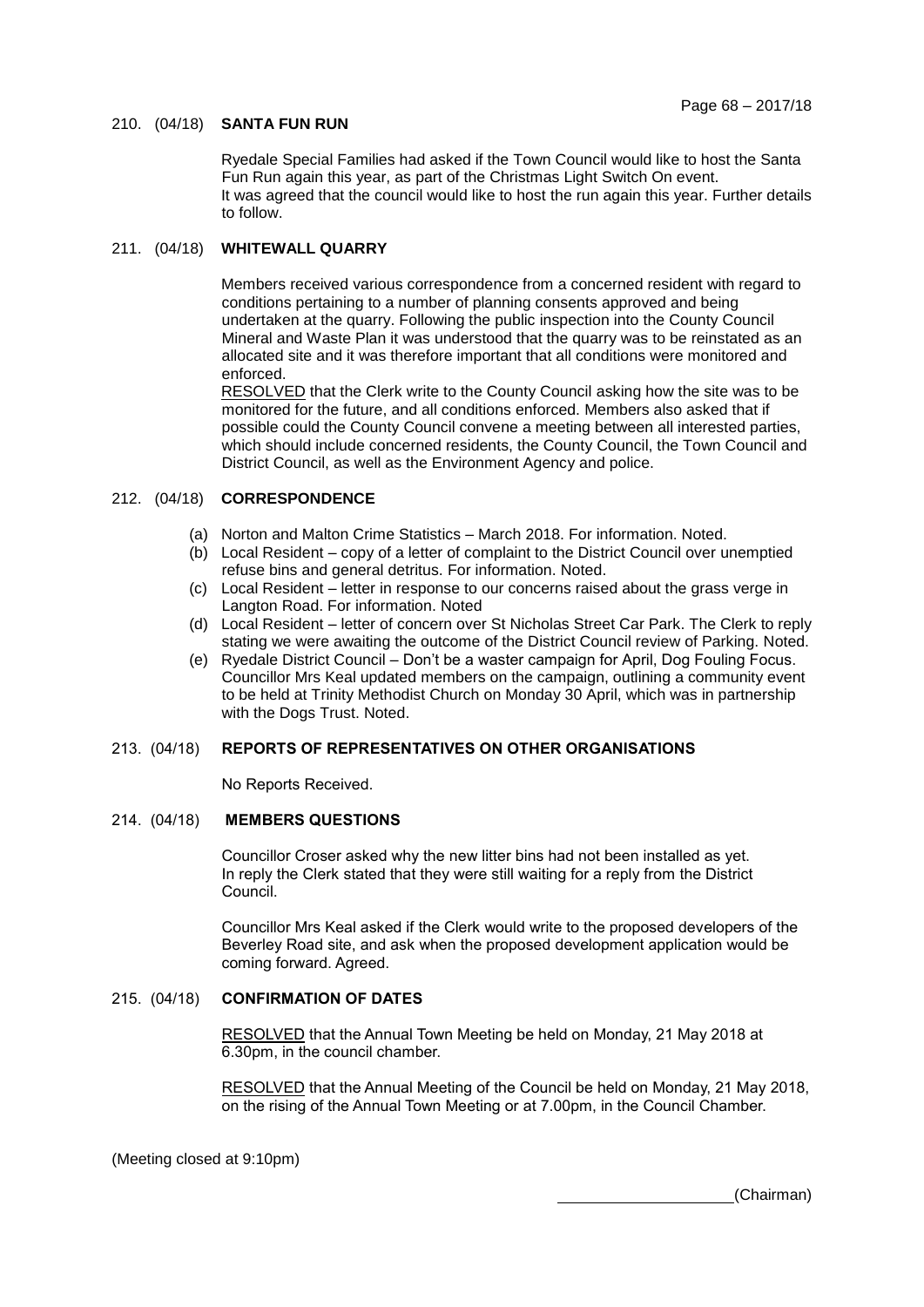210. (04/18) **SANTA FUN RUN**

Ryedale Special Families had asked if the Town Council would like to host the Santa Fun Run again this year, as part of the Christmas Light Switch On event.
It was agreed that the council would like to host the run again this year. Further details to follow.

211. (04/18) **WHITEWALL QUARRY**

Members received various correspondence from a concerned resident with regard to conditions pertaining to a number of planning consents approved and being undertaken at the quarry. Following the public inspection into the County Council Mineral and Waste Plan it was understood that the quarry was to be reinstated as an allocated site and it was therefore important that all conditions were monitored and enforced.
RESOLVED that the Clerk write to the County Council asking how the site was to be monitored for the future, and all conditions enforced. Members also asked that if possible could the County Council convene a meeting between all interested parties, which should include concerned residents, the County Council, the Town Council and District Council, as well as the Environment Agency and police.

212. (04/18) **CORRESPONDENCE**

(a) Norton and Malton Crime Statistics – March 2018. For information. Noted.
(b) Local Resident – copy of a letter of complaint to the District Council over unemptied refuse bins and general detritus. For information. Noted.
(c) Local Resident – letter in response to our concerns raised about the grass verge in Langton Road. For information. Noted
(d) Local Resident – letter of concern over St Nicholas Street Car Park. The Clerk to reply stating we were awaiting the outcome of the District Council review of Parking. Noted.
(e) Ryedale District Council – Don't be a waster campaign for April, Dog Fouling Focus. Councillor Mrs Keal updated members on the campaign, outlining a community event to be held at Trinity Methodist Church on Monday 30 April, which was in partnership with the Dogs Trust. Noted.

213. (04/18) **REPORTS OF REPRESENTATIVES ON OTHER ORGANISATIONS**

No Reports Received.

214. (04/18) **MEMBERS QUESTIONS**

Councillor Croser asked why the new litter bins had not been installed as yet. In reply the Clerk stated that they were still waiting for a reply from the District Council.

Councillor Mrs Keal asked if the Clerk would write to the proposed developers of the Beverley Road site, and ask when the proposed development application would be coming forward. Agreed.

215. (04/18) **CONFIRMATION OF DATES**

RESOLVED that the Annual Town Meeting be held on Monday, 21 May 2018 at 6.30pm, in the council chamber.

RESOLVED that the Annual Meeting of the Council be held on Monday, 21 May 2018, on the rising of the Annual Town Meeting or at 7.00pm, in the Council Chamber.

(Meeting closed at 9:10pm)

____________________(Chairman)